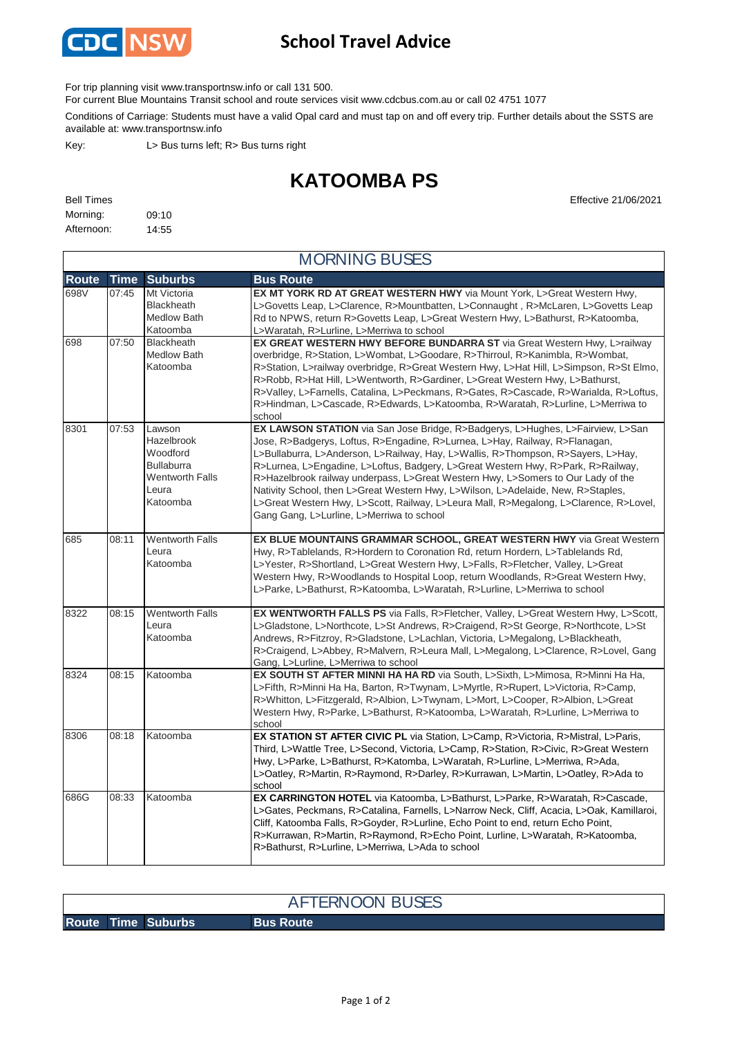# School Travel Advice

For trip planning visit www.transportnsw.info or call 131 500.

For current Blue Mountains Transit school and route services visit www.cdcbus.com.au or call 02 4751 1077

Conditions of Carriage: Students must have a valid Opal card and must tap on and off every trip. Further details about the SSTS are available at: www.transportnsw.info

Key: L> Bus turns left; R> Bus turns right

## KATOOMBA PS

Effective 21/06/2021

Bell Times

Morning: 09:10

Afternoon: 14:55

### MORNING BUSES

| Route | Time | Suburbs | Bus Route |
|---|---|---|---|
| 698V | 07:45 | Mt Victoria<br>Blackheath<br>Medlow Bath<br>Katoomba | **EX MT YORK RD AT GREAT WESTERN HWY** via Mount York, L>Great Western Hwy, L>Govetts Leap, L>Clarence, R>Mountbatten, L>Connaught , R>McLaren, L>Govetts Leap Rd to NPWS, return R>Govetts Leap, L>Great Western Hwy, L>Bathurst, R>Katoomba, L>Waratah, R>Lurline, L>Merriwa to school |
| 698 | 07:50 | Blackheath<br>Medlow Bath<br>Katoomba | **EX GREAT WESTERN HWY BEFORE BUNDARRA ST** via Great Western Hwy, L>railway overbridge, R>Station, L>Wombat, L>Goodare, R>Thirroul, R>Kanimbla, R>Wombat, R>Station, L>railway overbridge, R>Great Western Hwy, L>Hat Hill, L>Simpson, R>St Elmo, R>Robb, R>Hat Hill, L>Wentworth, R>Gardiner, L>Great Western Hwy, L>Bathurst, R>Valley, L>Farnells, Catalina, L>Peckmans, R>Gates, R>Cascade, R>Warialda, R>Loftus, R>Hindman, L>Cascade, R>Edwards, L>Katoomba, R>Waratah, R>Lurline, L>Merriwa to school |
| 8301 | 07:53 | Lawson<br>Hazelbrook<br>Woodford<br>Bullaburra<br>Wentworth Falls<br>Leura<br>Katoomba | **EX LAWSON STATION** via San Jose Bridge, R>Badgerys, L>Hughes, L>Fairview, L>San Jose, R>Badgerys, Loftus, R>Engadine, R>Lurnea, L>Hay, Railway, R>Flanagan, L>Bullaburra, L>Anderson, L>Railway, Hay, L>Wallis, R>Thompson, R>Sayers, L>Hay, R>Lurnea, L>Engadine, L>Loftus, Badgery, L>Great Western Hwy, R>Park, R>Railway, R>Hazelbrook railway underpass, L>Great Western Hwy, L>Somers to Our Lady of the Nativity School, then L>Great Western Hwy, L>Wilson, L>Adelaide, New, R>Staples, L>Great Western Hwy, L>Scott, Railway, L>Leura Mall, R>Megalong, L>Clarence, R>Lovel, Gang Gang, L>Lurline, L>Merriwa to school |
| 685 | 08:11 | Wentworth Falls<br>Leura<br>Katoomba | **EX BLUE MOUNTAINS GRAMMAR SCHOOL, GREAT WESTERN HWY** via Great Western Hwy, R>Tablelands, R>Hordern to Coronation Rd, return Hordern, L>Tablelands Rd, L>Yester, R>Shortland, L>Great Western Hwy, L>Falls, R>Fletcher, Valley, L>Great Western Hwy, R>Woodlands to Hospital Loop, return Woodlands, R>Great Western Hwy, L>Parke, L>Bathurst, R>Katoomba, L>Waratah, R>Lurline, L>Merriwa to school |
| 8322 | 08:15 | Wentworth Falls<br>Leura<br>Katoomba | **EX WENTWORTH FALLS PS** via Falls, R>Fletcher, Valley, L>Great Western Hwy, L>Scott, L>Gladstone, L>Northcote, L>St Andrews, R>Craigend, R>St George, R>Northcote, L>St Andrews, R>Fitzroy, R>Gladstone, L>Lachlan, Victoria, L>Megalong, L>Blackheath, R>Craigend, L>Abbey, R>Malvern, R>Leura Mall, L>Megalong, L>Clarence, R>Lovel, Gang Gang, L>Lurline, L>Merriwa to school |
| 8324 | 08:15 | Katoomba | **EX SOUTH ST AFTER MINNI HA HA RD** via South, L>Sixth, L>Mimosa, R>Minni Ha Ha, L>Fifth, R>Minni Ha Ha, Barton, R>Twynam, L>Myrtle, R>Rupert, L>Victoria, R>Camp, R>Whitton, L>Fitzgerald, R>Albion, L>Twynam, L>Mort, L>Cooper, R>Albion, L>Great Western Hwy, R>Parke, L>Bathurst, R>Katoomba, L>Waratah, R>Lurline, L>Merriwa to school |
| 8306 | 08:18 | Katoomba | **EX STATION ST AFTER CIVIC PL** via Station, L>Camp, R>Victoria, R>Mistral, L>Paris, Third, L>Wattle Tree, L>Second, Victoria, L>Camp, R>Station, R>Civic, R>Great Western Hwy, L>Parke, L>Bathurst, R>Katomba, L>Waratah, R>Lurline, L>Merriwa, R>Ada, L>Oatley, R>Martin, R>Raymond, R>Darley, R>Kurrawan, L>Martin, L>Oatley, R>Ada to school |
| 686G | 08:33 | Katoomba | **EX CARRINGTON HOTEL** via Katoomba, L>Bathurst, L>Parke, R>Waratah, R>Cascade, L>Gates, Peckmans, R>Catalina, Farnells, L>Narrow Neck, Cliff, Acacia, L>Oak, Kamillaroi, Cliff, Katoomba Falls, R>Goyder, R>Lurline, Echo Point to end, return Echo Point, R>Kurrawan, R>Martin, R>Raymond, R>Echo Point, Lurline, L>Waratah, R>Katoomba, R>Bathurst, R>Lurline, L>Merriwa, L>Ada to school |

### AFTERNOON BUSES

| Route | Time | Suburbs | Bus Route |
|---|---|---|---|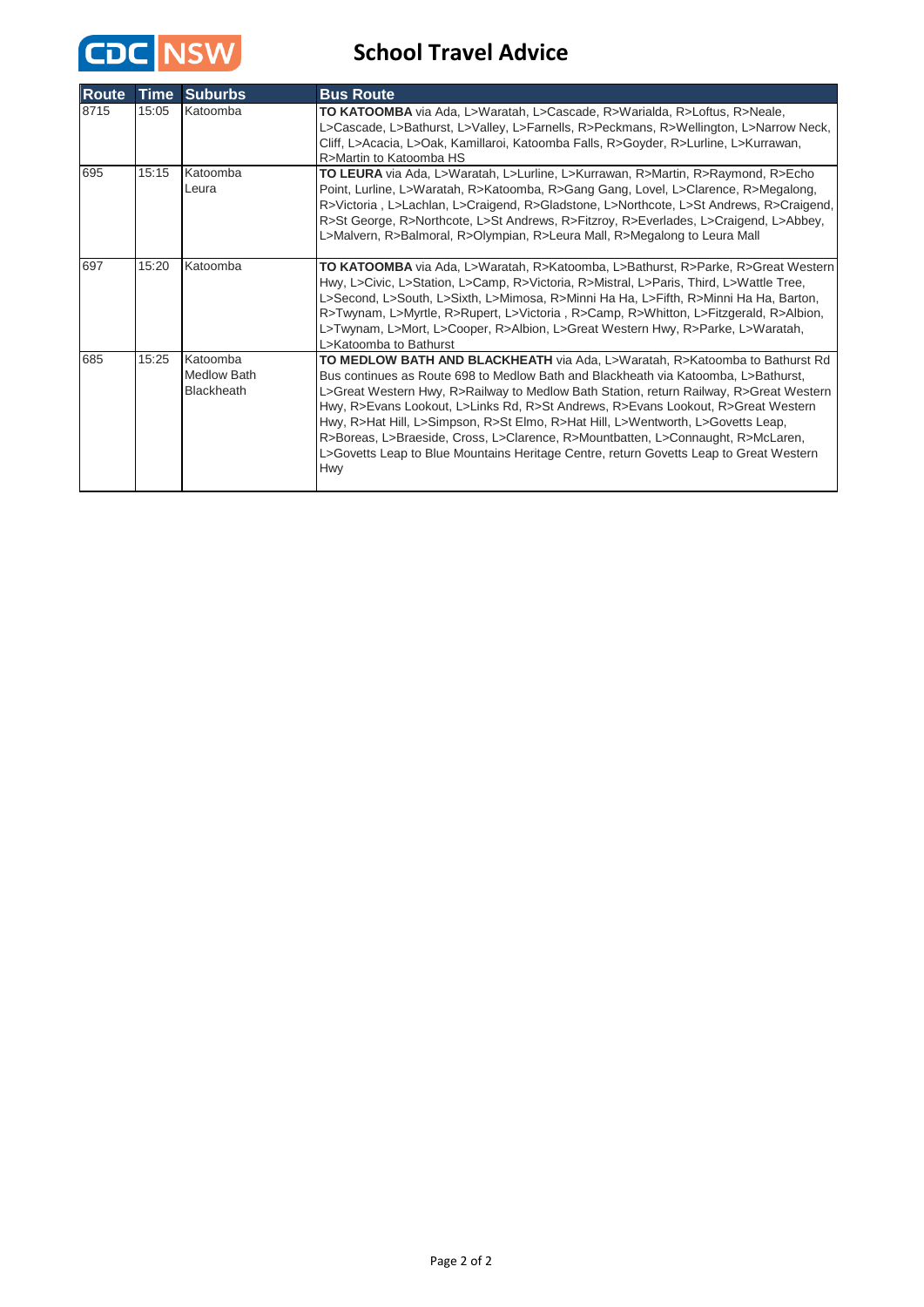CDC NSW

# School Travel Advice

| Route | Time | Suburbs | Bus Route |
|---|---|---|---|
| 8715 | 15:05 | Katoomba | **TO KATOOMBA** via Ada, L>Waratah, L>Cascade, R>Warialda, R>Loftus, R>Neale, L>Cascade, L>Bathurst, L>Valley, L>Farnells, R>Peckmans, R>Wellington, L>Narrow Neck, Cliff, L>Acacia, L>Oak, Kamillaroi, Katoomba Falls, R>Goyder, R>Lurline, L>Kurrawan, R>Martin to Katoomba HS |
| 695 | 15:15 | Katoomba<br>Leura | **TO LEURA** via Ada, L>Waratah, L>Lurline, L>Kurrawan, R>Martin, R>Raymond, R>Echo Point, Lurline, L>Waratah, R>Katoomba, R>Gang Gang, Lovel, L>Clarence, R>Megalong, R>Victoria , L>Lachlan, L>Craigend, R>Gladstone, L>Northcote, L>St Andrews, R>Craigend, R>St George, R>Northcote, L>St Andrews, R>Fitzroy, R>Everlades, L>Craigend, L>Abbey, L>Malvern, R>Balmoral, R>Olympian, R>Leura Mall, R>Megalong to Leura Mall |
| 697 | 15:20 | Katoomba | **TO KATOOMBA** via Ada, L>Waratah, R>Katoomba, L>Bathurst, R>Parke, R>Great Western Hwy, L>Civic, L>Station, L>Camp, R>Victoria, R>Mistral, L>Paris, Third, L>Wattle Tree, L>Second, L>South, L>Sixth, L>Mimosa, R>Minni Ha Ha, L>Fifth, R>Minni Ha Ha, Barton, R>Twynam, L>Myrtle, R>Rupert, L>Victoria , R>Camp, R>Whitton, L>Fitzgerald, R>Albion, L>Twynam, L>Mort, L>Cooper, R>Albion, L>Great Western Hwy, R>Parke, L>Waratah, L>Katoomba to Bathurst |
| 685 | 15:25 | Katoomba<br>Medlow Bath<br>Blackheath | **TO MEDLOW BATH AND BLACKHEATH** via Ada, L>Waratah, R>Katoomba to Bathurst Rd Bus continues as Route 698 to Medlow Bath and Blackheath via Katoomba, L>Bathurst, L>Great Western Hwy, R>Railway to Medlow Bath Station, return Railway, R>Great Western Hwy, R>Evans Lookout, L>Links Rd, R>St Andrews, R>Evans Lookout, R>Great Western Hwy, R>Hat Hill, L>Simpson, R>St Elmo, R>Hat Hill, L>Wentworth, L>Govetts Leap, R>Boreas, L>Braeside, Cross, L>Clarence, R>Mountbatten, L>Connaught, R>McLaren, L>Govetts Leap to Blue Mountains Heritage Centre, return Govetts Leap to Great Western Hwy |